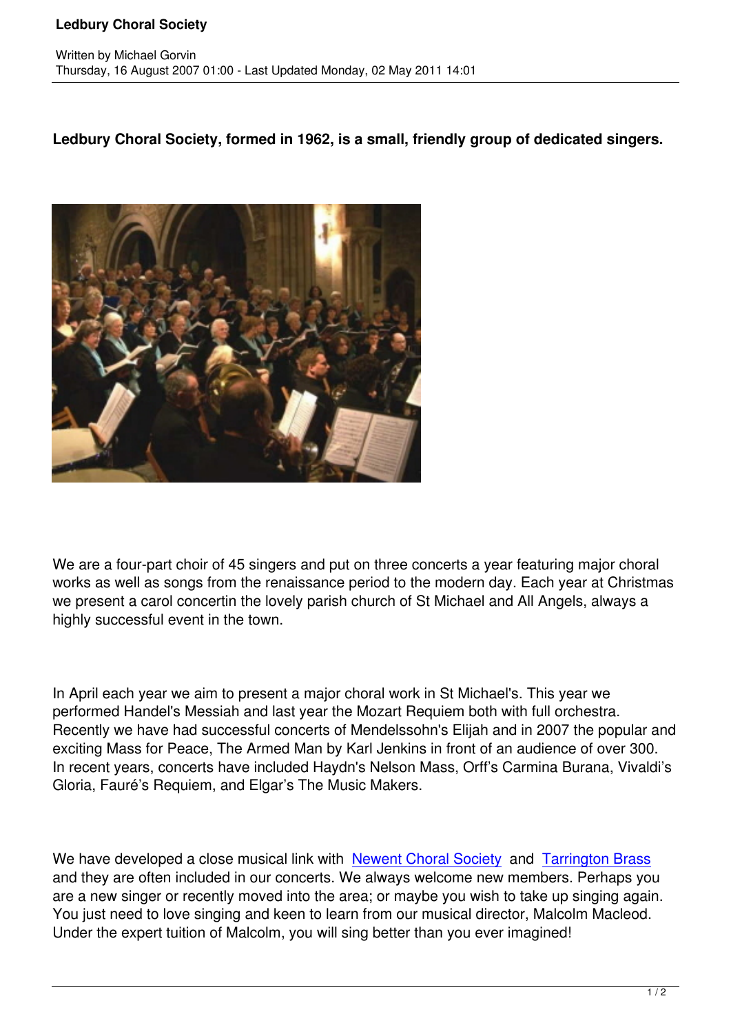# Ledbury Choral Society

Written by Michael Gorvin
Thursday, 16 August 2007 01:00 - Last Updated Monday, 02 May 2011 14:01

**Ledbury Choral Society, formed in 1962, is a small, friendly group of dedicated singers.**

We are a four-part choir of 45 singers and put on three concerts a year featuring major choral works as well as songs from the renaissance period to the modern day. Each year at Christmas we present a carol concertin the lovely parish church of St Michael and All Angels, always a highly successful event in the town.

In April each year we aim to present a major choral work in St Michael's. This year we performed Handel's Messiah and last year the Mozart Requiem both with full orchestra. Recently we have had successful concerts of Mendelssohn's Elijah and in 2007 the popular and exciting Mass for Peace, The Armed Man by Karl Jenkins in front of an audience of over 300. In recent years, concerts have included Haydn's Nelson Mass, Orff's Carmina Burana, Vivaldi's Gloria, Fauré's Requiem, and Elgar's The Music Makers.

We have developed a close musical link with Newent Choral Society and Tarrington Brass and they are often included in our concerts. We always welcome new members. Perhaps you are a new singer or recently moved into the area; or maybe you wish to take up singing again. You just need to love singing and keen to learn from our musical director, Malcolm Macleod. Under the expert tuition of Malcolm, you will sing better than you ever imagined!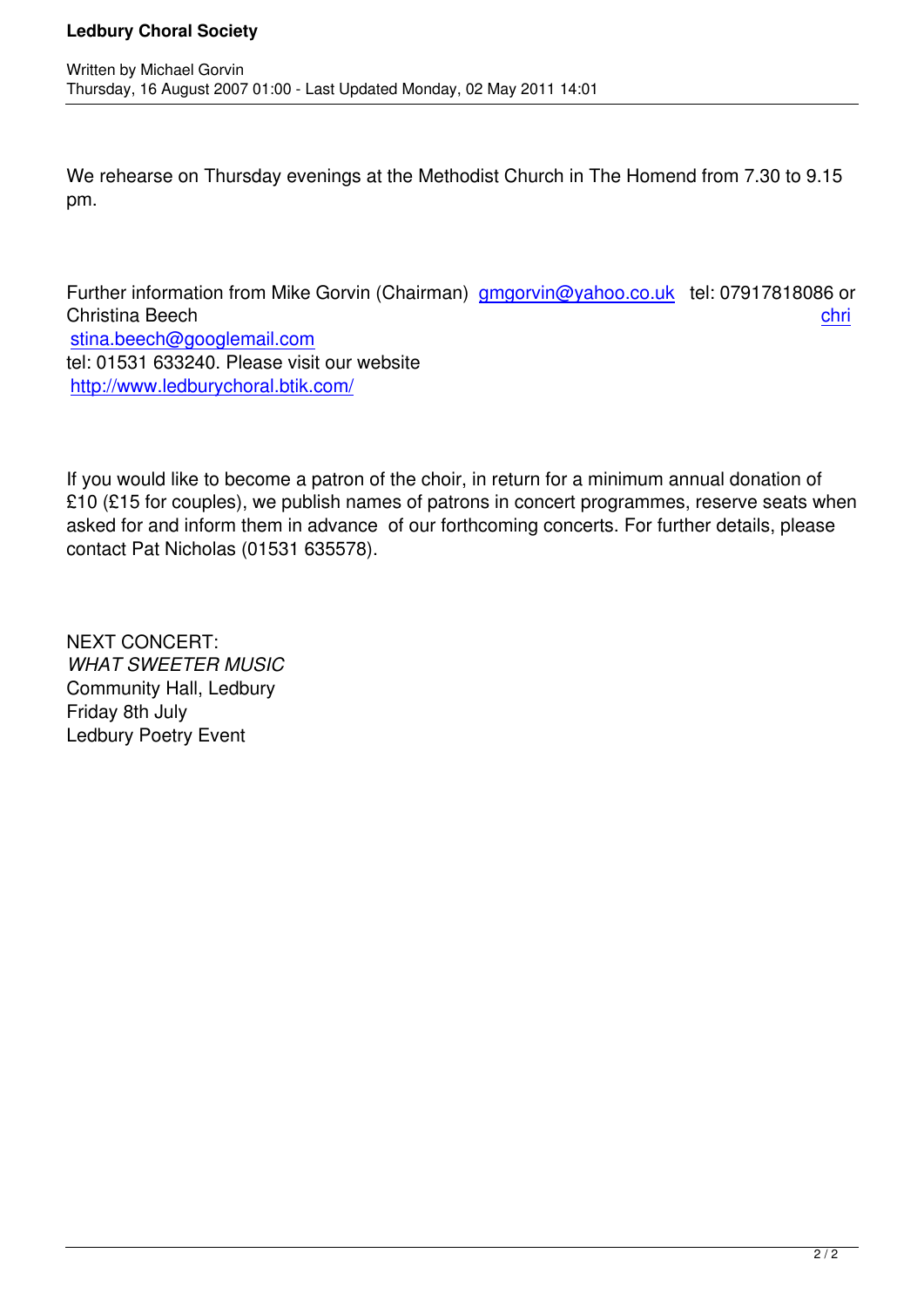We rehearse on Thursday evenings at the Methodist Church in The Homend from 7.30 to 9.15 pm.

Further information from Mike Gorvin (Chairman) gmgorvin@yahoo.co.uk tel: 07917818086 or Christina Beech christina.beech@googlemail.com tel: 01531 633240. Please visit our website http://www.ledburychoral.btik.com/

If you would like to become a patron of the choir, in return for a minimum annual donation of £10 (£15 for couples), we publish names of patrons in concert programmes, reserve seats when asked for and inform them in advance of our forthcoming concerts. For further details, please contact Pat Nicholas (01531 635578).

NEXT CONCERT:
*WHAT SWEETER MUSIC*
Community Hall, Ledbury
Friday 8th July
Ledbury Poetry Event